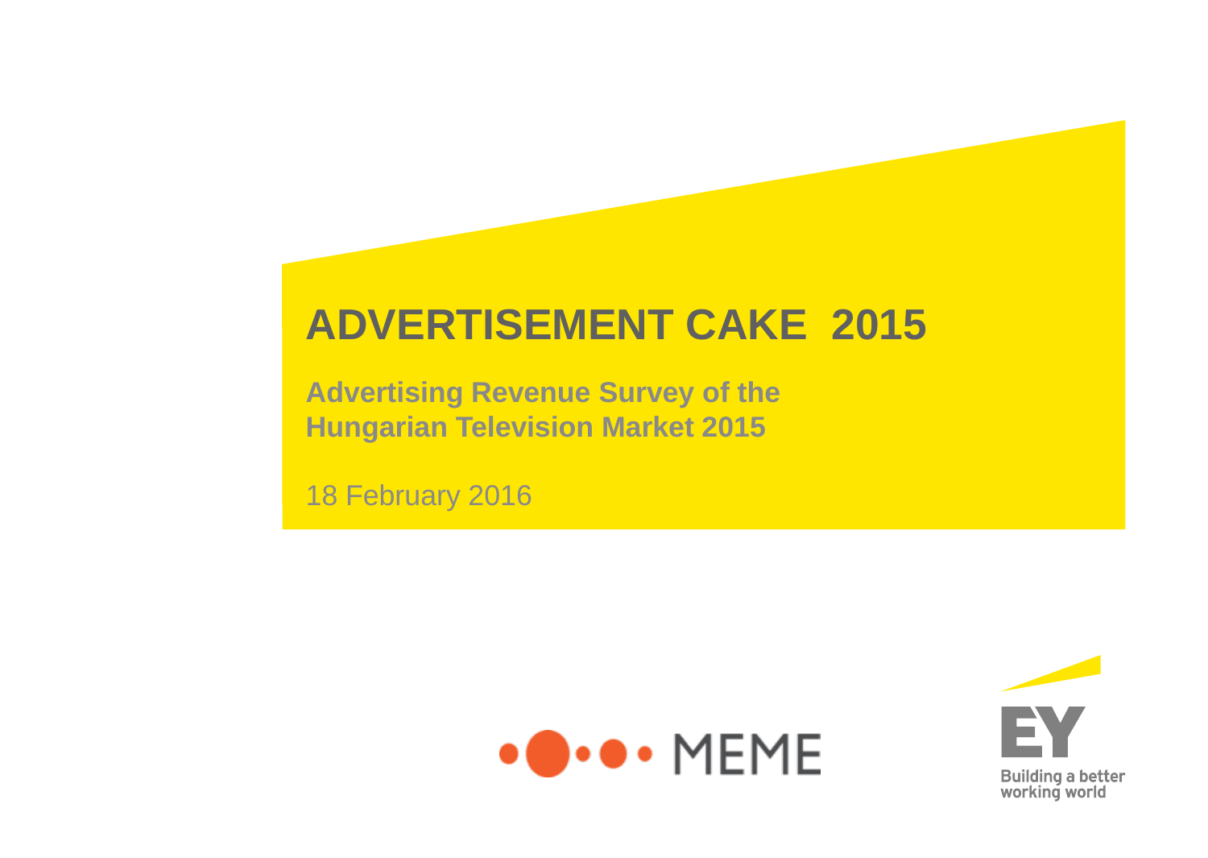# ADVERTISEMENT CAKE 2015

**Advertising Revenue Survey of the Hungarian Television Market 2015**

18 February 2016

MEME

EY
Building a better working world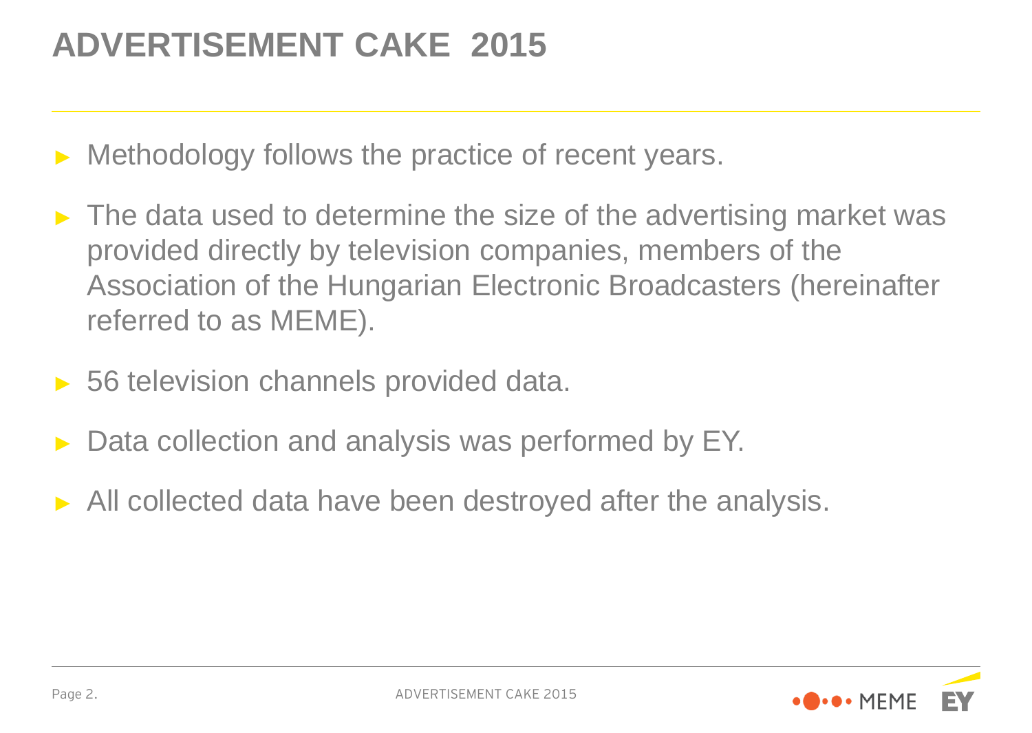# ADVERTISEMENT CAKE 2015

- Methodology follows the practice of recent years.
- The data used to determine the size of the advertising market was provided directly by television companies, members of the Association of the Hungarian Electronic Broadcasters (hereinafter referred to as MEME).
- 56 television channels provided data.
- Data collection and analysis was performed by EY.
- All collected data have been destroyed after the analysis.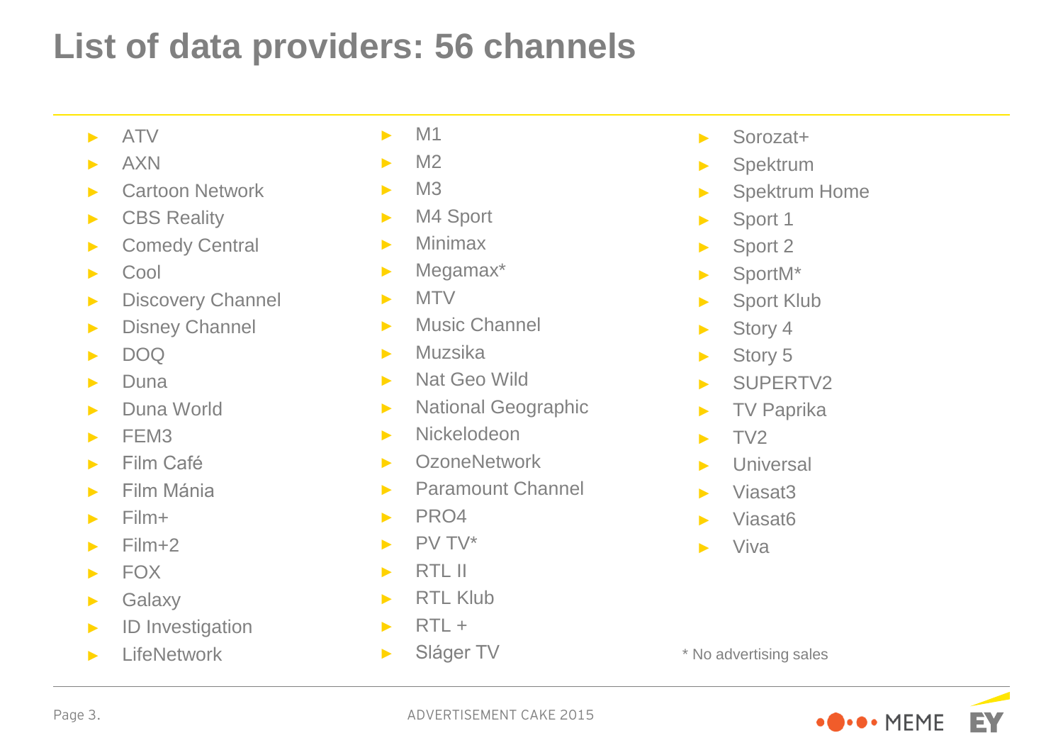# List of data providers: 56 channels

- ATV
- AXN
- Cartoon Network
- CBS Reality
- Comedy Central
- Cool
- Discovery Channel
- Disney Channel
- DOQ
- Duna
- Duna World
- FEM3
- Film Café
- Film Mánia
- Film+
- Film+2
- FOX
- Galaxy
- ID Investigation
- LifeNetwork
- M1
- M2
- M3
- M4 Sport
- Minimax
- Megamax*
- MTV
- Music Channel
- Muzsika
- Nat Geo Wild
- National Geographic
- Nickelodeon
- OzoneNetwork
- Paramount Channel
- PRO4
- PV TV*
- RTL II
- RTL Klub
- RTL +
- Sláger TV
- Sorozat+
- Spektrum
- Spektrum Home
- Sport 1
- Sport 2
- SportM*
- Sport Klub
- Story 4
- Story 5
- SUPERTV2
- TV Paprika
- TV2
- Universal
- Viasat3
- Viasat6
- Viva

* No advertising sales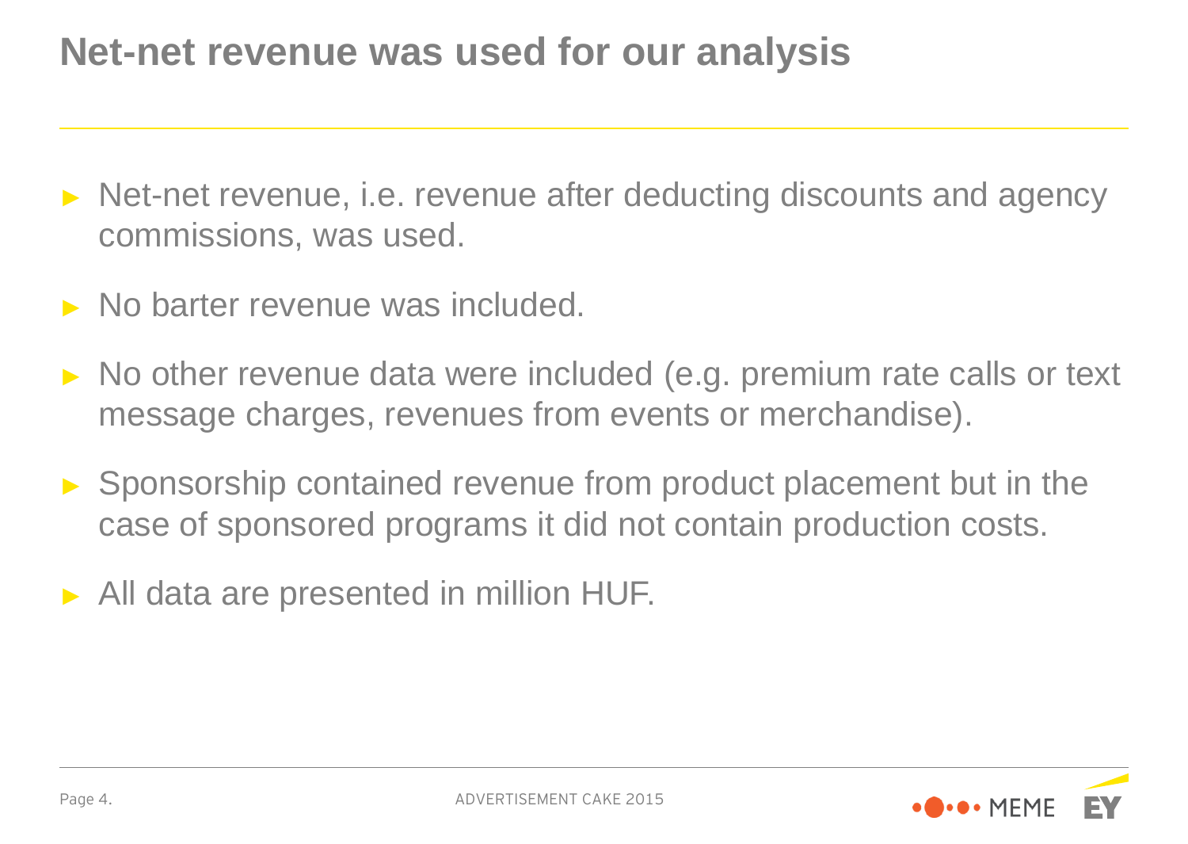# Net-net revenue was used for our analysis

- Net-net revenue, i.e. revenue after deducting discounts and agency commissions, was used.
- No barter revenue was included.
- No other revenue data were included (e.g. premium rate calls or text message charges, revenues from events or merchandise).
- Sponsorship contained revenue from product placement but in the case of sponsored programs it did not contain production costs.
- All data are presented in million HUF.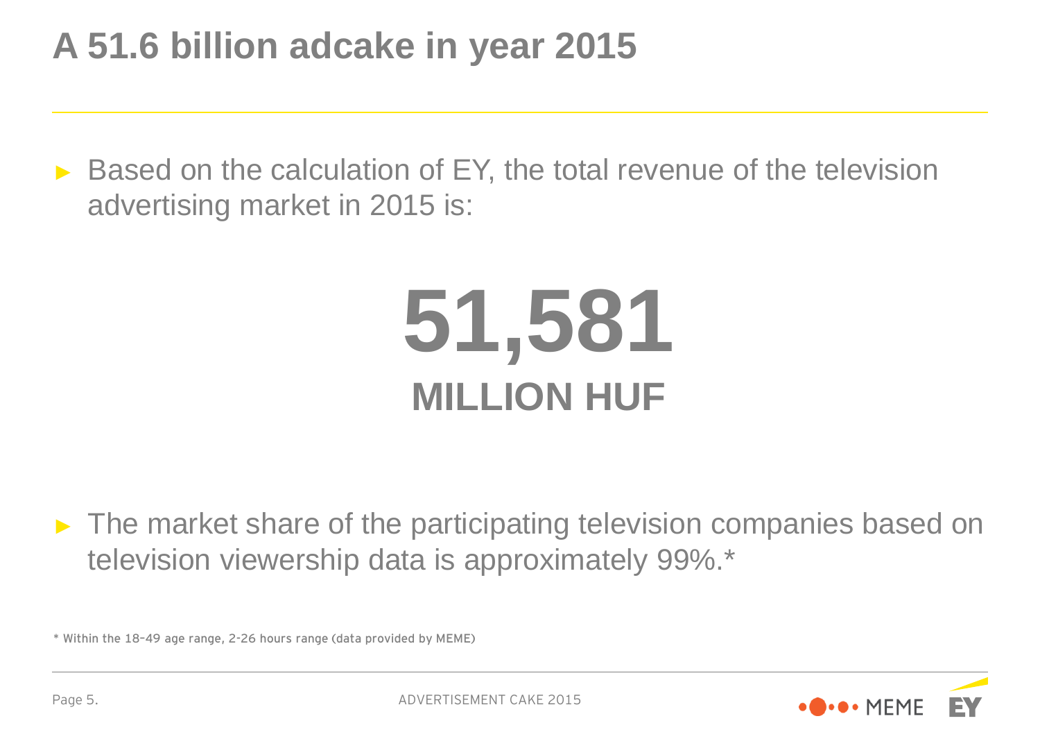# A 51.6 billion adcake in year 2015

- Based on the calculation of EY, the total revenue of the television advertising market in 2015 is:

**51,581**

**MILLION HUF**

- The market share of the participating television companies based on television viewership data is approximately 99%.*

* Within the 18–49 age range, 2-26 hours range (data provided by MEME)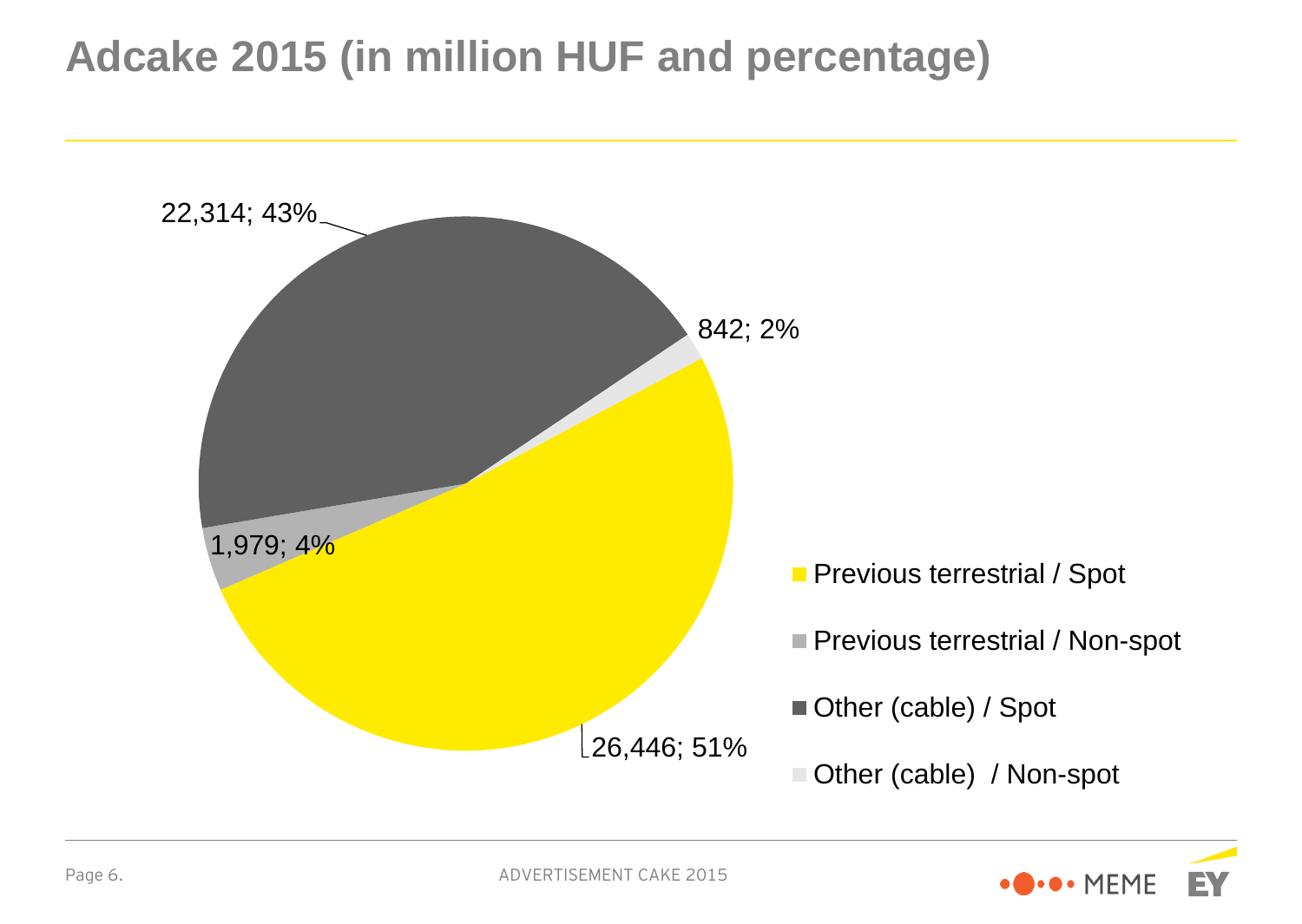# Adcake 2015 (in million HUF and percentage)

| Category | Value (million HUF) | Percentage |
| --- | --- | --- |
| Previous terrestrial / Spot | 26,446 | 51% |
| Previous terrestrial / Non-spot | 1,979 | 4% |
| Other (cable) / Spot | 22,314 | 43% |
| Other (cable) / Non-spot | 842 | 2% |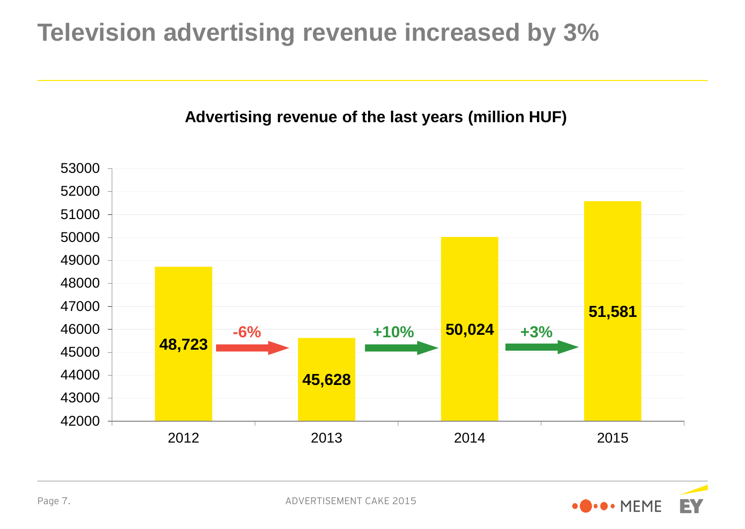# Television advertising revenue increased by 3%

**Advertising revenue of the last years (million HUF)**

| Year | Revenue (million HUF) | Change |
| --- | --- | --- |
| 2012 | 48,723 | |
| 2013 | 45,628 | -6% |
| 2014 | 50,024 | +10% |
| 2015 | 51,581 | +3% |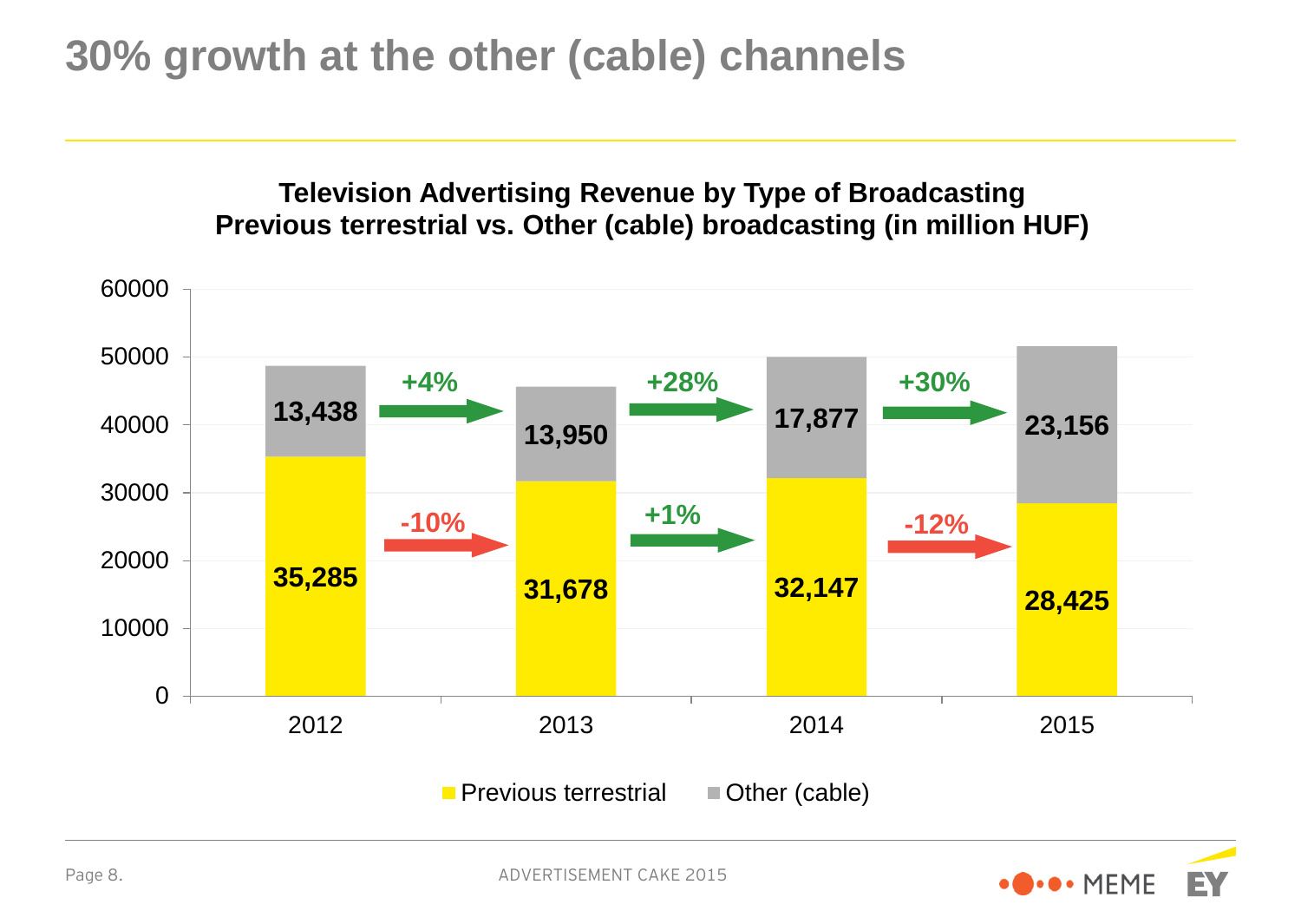# 30% growth at the other (cable) channels

**Television Advertising Revenue by Type of Broadcasting**
**Previous terrestrial vs. Other (cable) broadcasting (in million HUF)**

| Year | Previous terrestrial | Other (cable) |
| --- | --- | --- |
| 2012 | 35,285 | 13,438 |
| 2013 | 31,678 | 13,950 |
| 2014 | 32,147 | 17,877 |
| 2015 | 28,425 | 23,156 |

| Change | Previous terrestrial | Other (cable) |
| --- | --- | --- |
| 2012 → 2013 | -10% | +4% |
| 2013 → 2014 | +1% | +28% |
| 2014 → 2015 | -12% | +30% |

ADVERTISEMENT CAKE 2015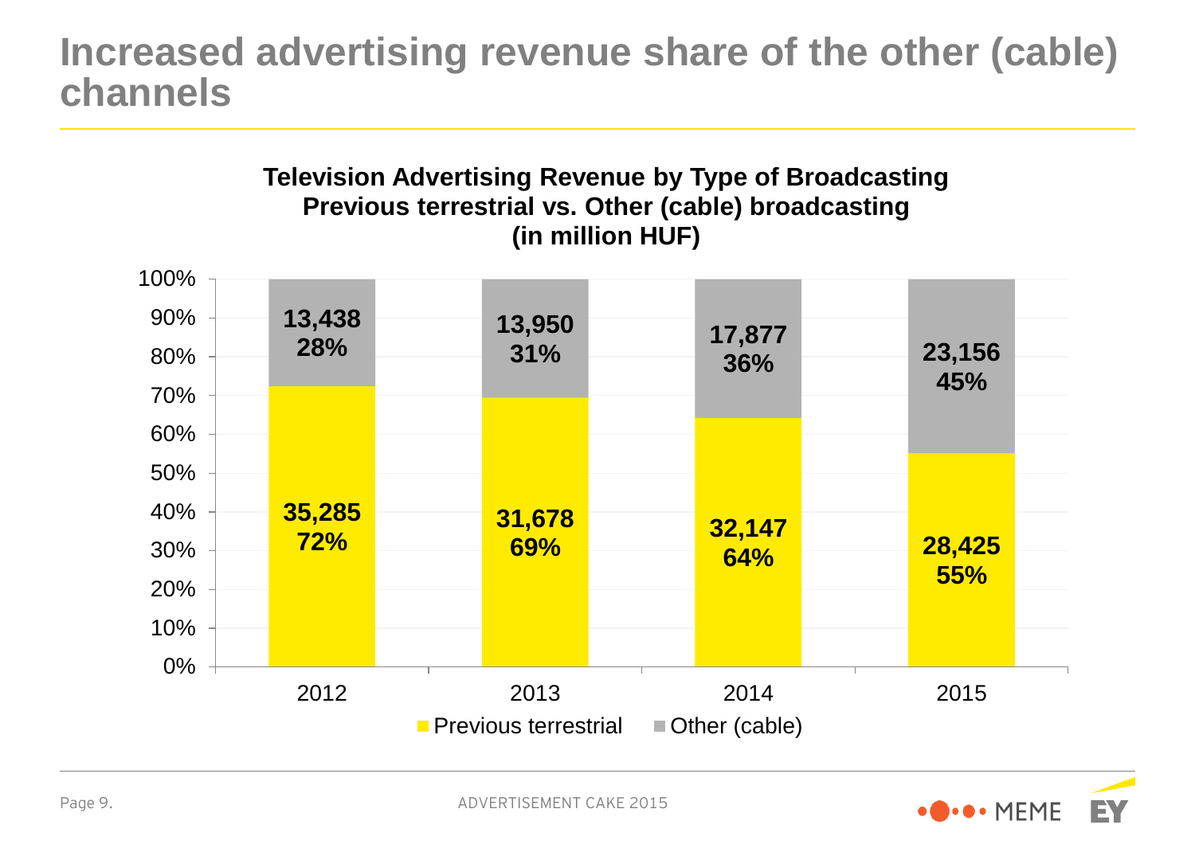# Increased advertising revenue share of the other (cable) channels

**Television Advertising Revenue by Type of Broadcasting**
**Previous terrestrial vs. Other (cable) broadcasting**
**(in million HUF)**

| | 2012 | 2013 | 2014 | 2015 |
|---|---|---|---|---|
| Previous terrestrial | 35,285 (72%) | 31,678 (69%) | 32,147 (64%) | 28,425 (55%) |
| Other (cable) | 13,438 (28%) | 13,950 (31%) | 17,877 (36%) | 23,156 (45%) |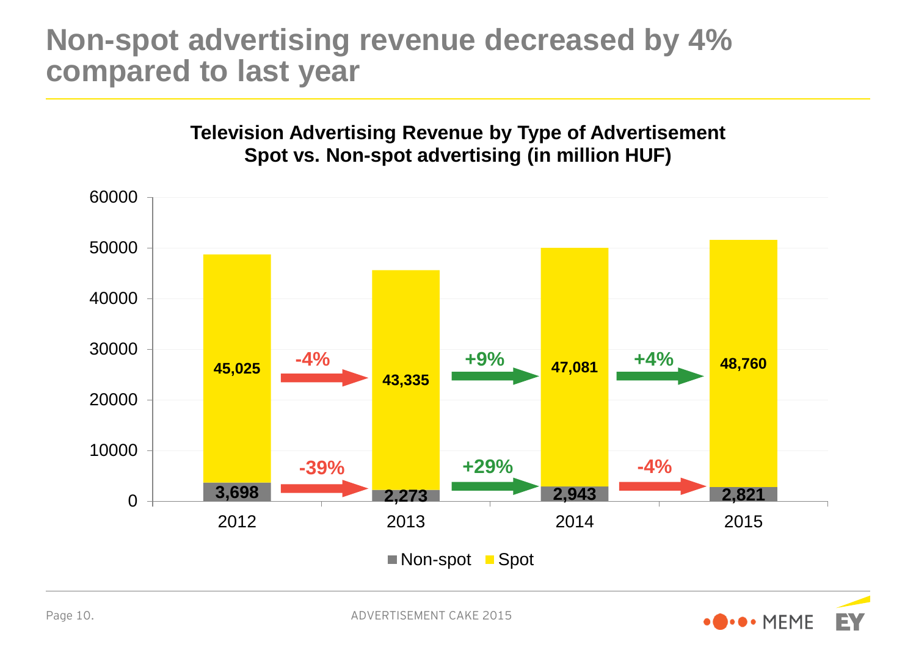# Non-spot advertising revenue decreased by 4% compared to last year

**Television Advertising Revenue by Type of Advertisement**
**Spot vs. Non-spot advertising (in million HUF)**

| | 2012 | 2013 | 2014 | 2015 |
|---|---|---|---|---|
| Spot | 45,025 | 43,335 | 47,081 | 48,760 |
| Non-spot | 3,698 | 2,273 | 2,943 | 2,821 |

| Change | 2012→2013 | 2013→2014 | 2014→2015 |
|---|---|---|---|
| Spot | -4% | +9% | +4% |
| Non-spot | -39% | +29% | -4% |

ADVERTISEMENT CAKE 2015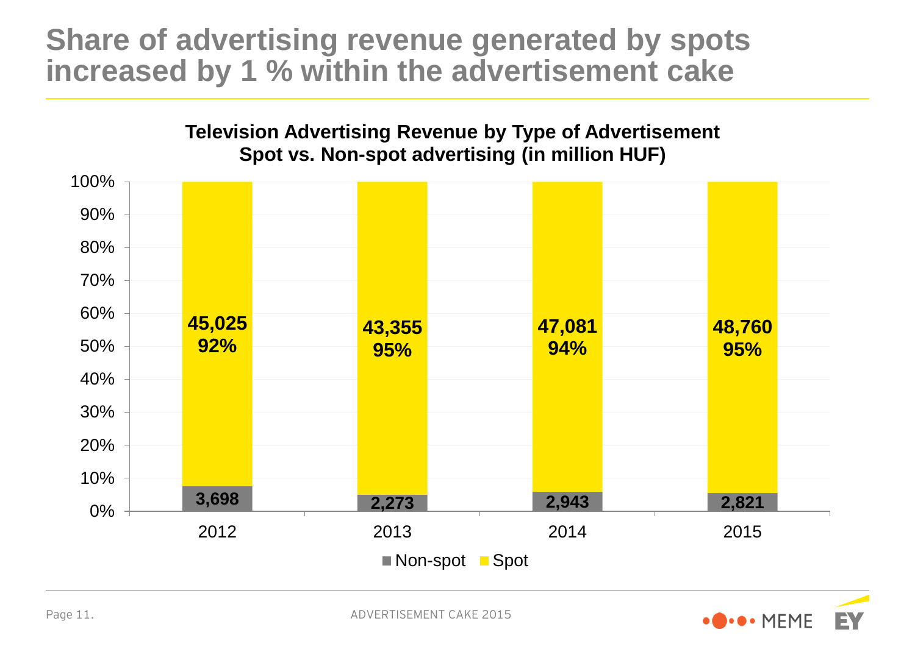# Share of advertising revenue generated by spots increased by 1 % within the advertisement cake

**Television Advertising Revenue by Type of Advertisement**
**Spot vs. Non-spot advertising (in million HUF)**

| | 2012 | 2013 | 2014 | 2015 |
|---|---|---|---|---|
| Spot | 45,025 (92%) | 43,355 (95%) | 47,081 (94%) | 48,760 (95%) |
| Non-spot | 3,698 | 2,273 | 2,943 | 2,821 |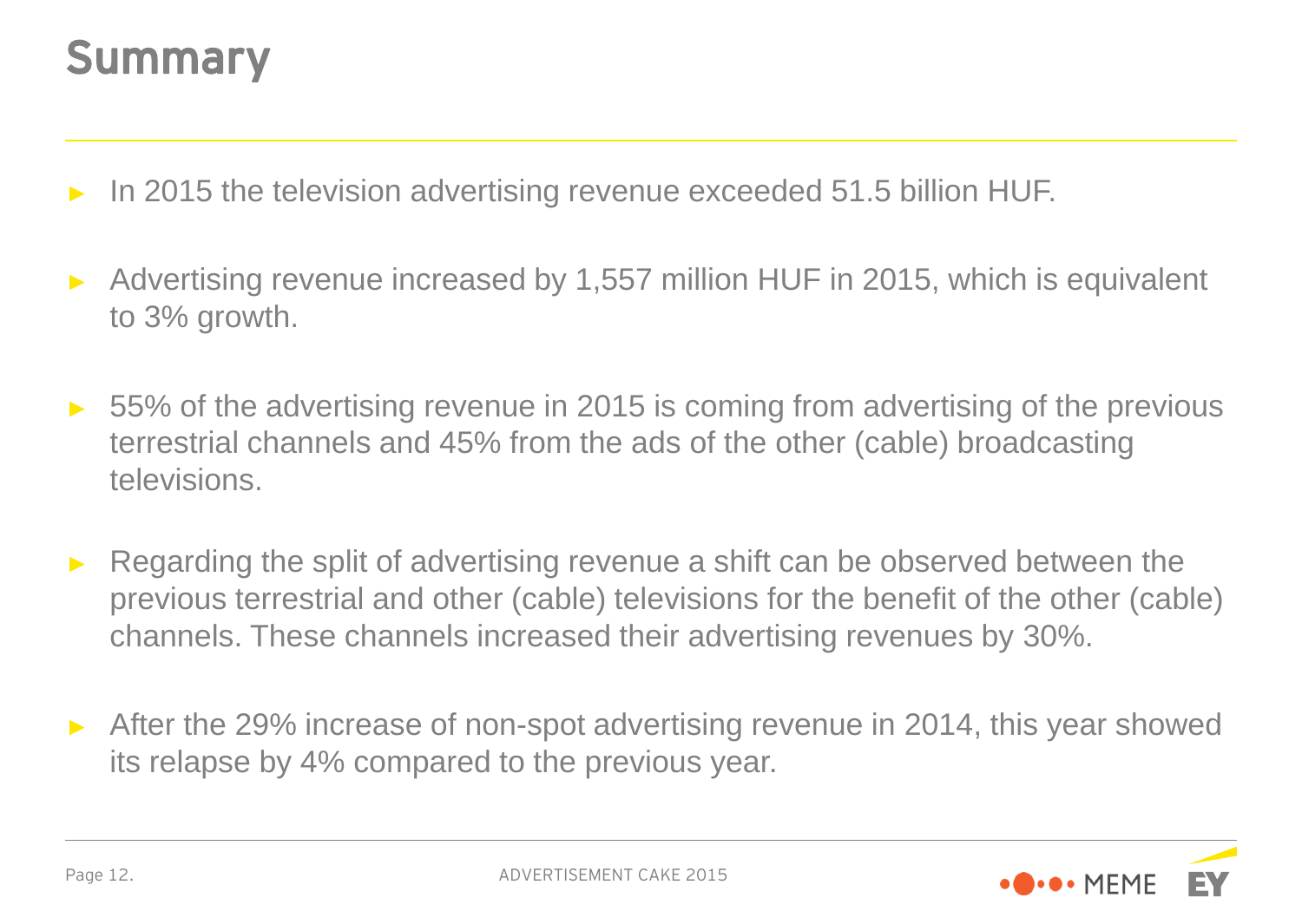# Summary

- In 2015 the television advertising revenue exceeded 51.5 billion HUF.
- Advertising revenue increased by 1,557 million HUF in 2015, which is equivalent to 3% growth.
- 55% of the advertising revenue in 2015 is coming from advertising of the previous terrestrial channels and 45% from the ads of the other (cable) broadcasting televisions.
- Regarding the split of advertising revenue a shift can be observed between the previous terrestrial and other (cable) televisions for the benefit of the other (cable) channels. These channels increased their advertising revenues by 30%.
- After the 29% increase of non-spot advertising revenue in 2014, this year showed its relapse by 4% compared to the previous year.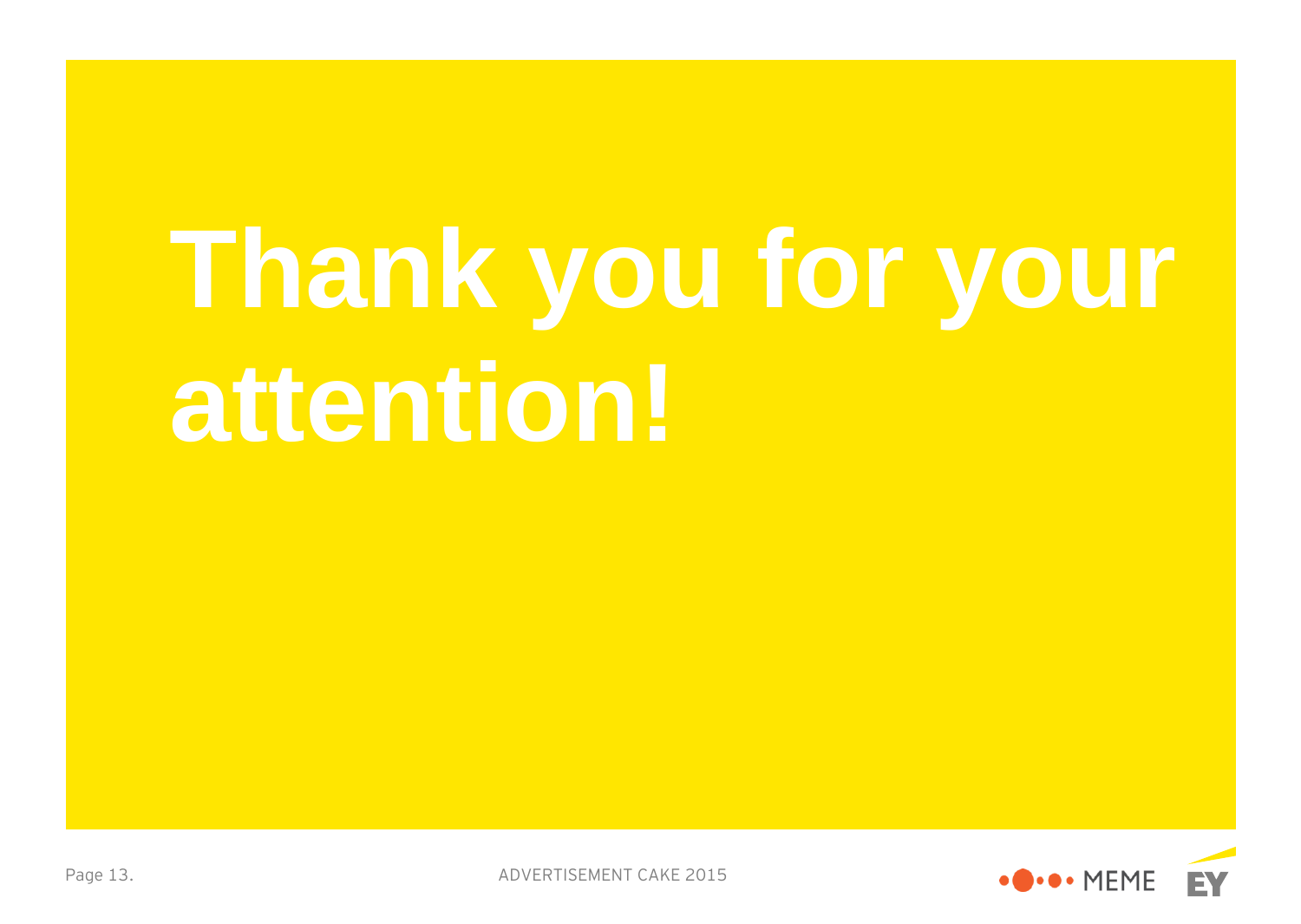# Thank you for your attention!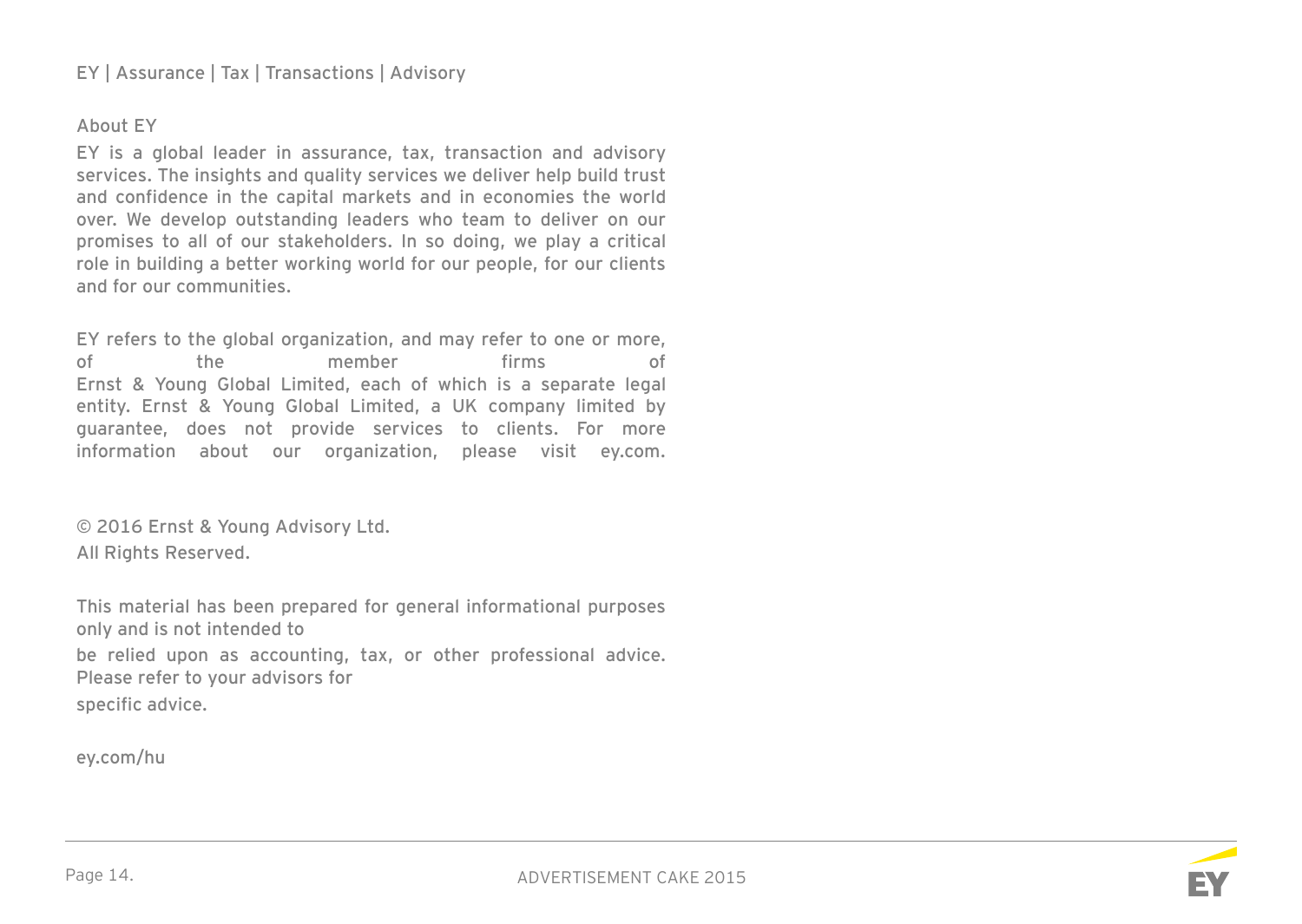EY | Assurance | Tax | Transactions | Advisory

## About EY

EY is a global leader in assurance, tax, transaction and advisory services. The insights and quality services we deliver help build trust and confidence in the capital markets and in economies the world over. We develop outstanding leaders who team to deliver on our promises to all of our stakeholders. In so doing, we play a critical role in building a better working world for our people, for our clients and for our communities.

EY refers to the global organization, and may refer to one or more, of the member firms of Ernst & Young Global Limited, each of which is a separate legal entity. Ernst & Young Global Limited, a UK company limited by guarantee, does not provide services to clients. For more information about our organization, please visit ey.com.

© 2016 Ernst & Young Advisory Ltd.
All Rights Reserved.

This material has been prepared for general informational purposes only and is not intended to be relied upon as accounting, tax, or other professional advice. Please refer to your advisors for specific advice.

ey.com/hu